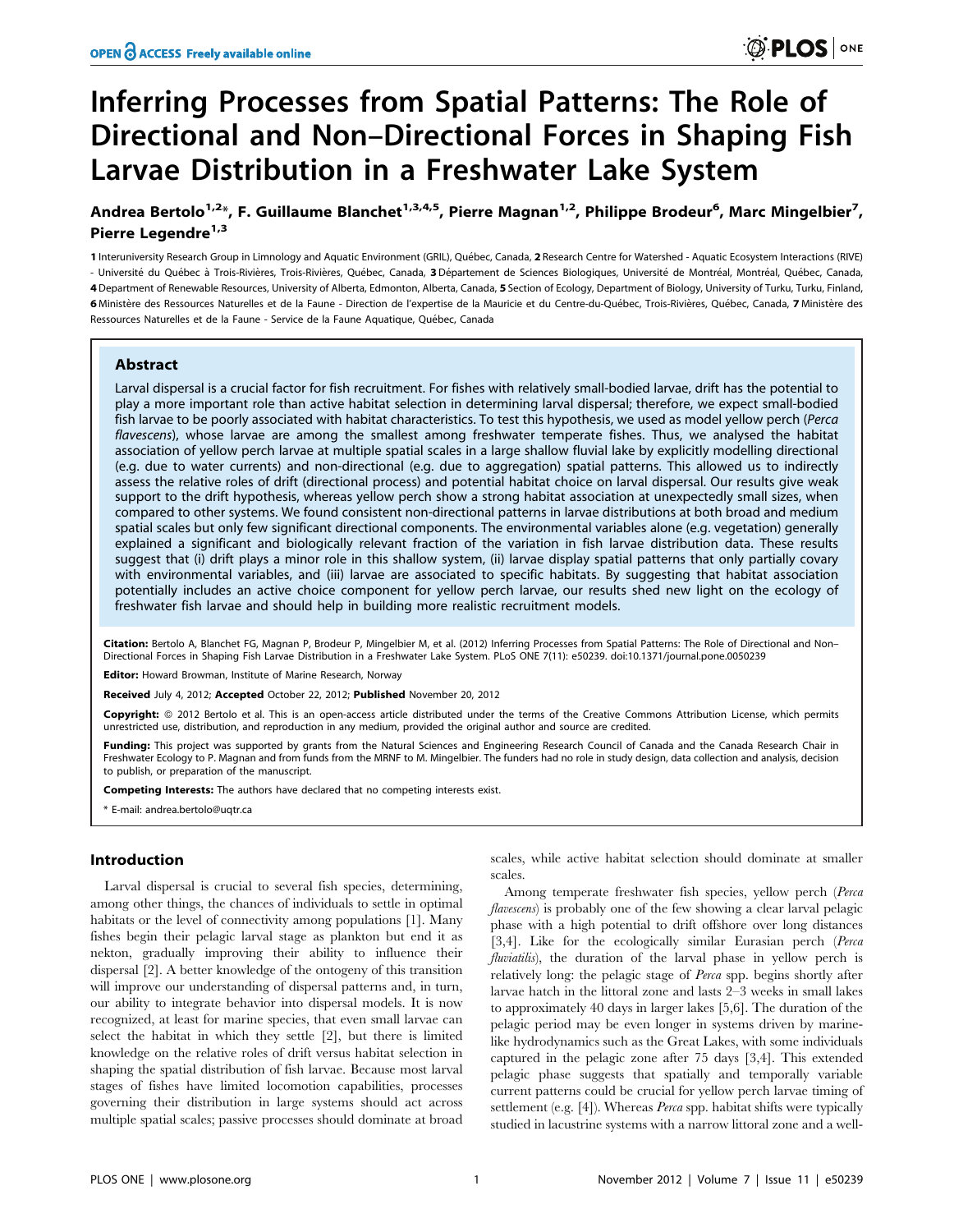# Inferring Processes from Spatial Patterns: The Role of Directional and Non–Directional Forces in Shaping Fish Larvae Distribution in a Freshwater Lake System

**Andrea Bertolo[1,2]*, F. Guillaume Blanchet[1,3,4,5], Pierre Magnan[1,2], Philippe Brodeur[6], Marc Mingelbier[7], Pierre Legendre[1,3]**

1 Interuniversity Research Group in Limnology and Aquatic Environment (GRIL), Québec, Canada, 2 Research Centre for Watershed - Aquatic Ecosystem Interactions (RIVE) - Université du Québec à Trois-Rivières, Trois-Rivières, Québec, Canada, 3 Département de Sciences Biologiques, Université de Montréal, Montréal, Québec, Canada, 4 Department of Renewable Resources, University of Alberta, Edmonton, Alberta, Canada, 5 Section of Ecology, Department of Biology, University of Turku, Turku, Finland, 6 Ministère des Ressources Naturelles et de la Faune - Direction de l'expertise de la Mauricie et du Centre-du-Québec, Trois-Rivières, Québec, Canada, 7 Ministère des Ressources Naturelles et de la Faune - Service de la Faune Aquatique, Québec, Canada

## Abstract

Larval dispersal is a crucial factor for fish recruitment. For fishes with relatively small-bodied larvae, drift has the potential to play a more important role than active habitat selection in determining larval dispersal; therefore, we expect small-bodied fish larvae to be poorly associated with habitat characteristics. To test this hypothesis, we used as model yellow perch (*Perca flavescens*), whose larvae are among the smallest among freshwater temperate fishes. Thus, we analysed the habitat association of yellow perch larvae at multiple spatial scales in a large shallow fluvial lake by explicitly modelling directional (e.g. due to water currents) and non-directional (e.g. due to aggregation) spatial patterns. This allowed us to indirectly assess the relative roles of drift (directional process) and potential habitat choice on larval dispersal. Our results give weak support to the drift hypothesis, whereas yellow perch show a strong habitat association at unexpectedly small sizes, when compared to other systems. We found consistent non-directional patterns in larvae distributions at both broad and medium spatial scales but only few significant directional components. The environmental variables alone (e.g. vegetation) generally explained a significant and biologically relevant fraction of the variation in fish larvae distribution data. These results suggest that (i) drift plays a minor role in this shallow system, (ii) larvae display spatial patterns that only partially covary with environmental variables, and (iii) larvae are associated to specific habitats. By suggesting that habitat association potentially includes an active choice component for yellow perch larvae, our results shed new light on the ecology of freshwater fish larvae and should help in building more realistic recruitment models.

**Citation:** Bertolo A, Blanchet FG, Magnan P, Brodeur P, Mingelbier M, et al. (2012) Inferring Processes from Spatial Patterns: The Role of Directional and Non–Directional Forces in Shaping Fish Larvae Distribution in a Freshwater Lake System. PLoS ONE 7(11): e50239. doi:10.1371/journal.pone.0050239

**Editor:** Howard Browman, Institute of Marine Research, Norway

**Received** July 4, 2012; **Accepted** October 22, 2012; **Published** November 20, 2012

**Copyright:** © 2012 Bertolo et al. This is an open-access article distributed under the terms of the Creative Commons Attribution License, which permits unrestricted use, distribution, and reproduction in any medium, provided the original author and source are credited.

**Funding:** This project was supported by grants from the Natural Sciences and Engineering Research Council of Canada and the Canada Research Chair in Freshwater Ecology to P. Magnan and from funds from the MRNF to M. Mingelbier. The funders had no role in study design, data collection and analysis, decision to publish, or preparation of the manuscript.

**Competing Interests:** The authors have declared that no competing interests exist.

* E-mail: andrea.bertolo@uqtr.ca

## Introduction

Larval dispersal is crucial to several fish species, determining, among other things, the chances of individuals to settle in optimal habitats or the level of connectivity among populations [1]. Many fishes begin their pelagic larval stage as plankton but end it as nekton, gradually improving their ability to influence their dispersal [2]. A better knowledge of the ontogeny of this transition will improve our understanding of dispersal patterns and, in turn, our ability to integrate behavior into dispersal models. It is now recognized, at least for marine species, that even small larvae can select the habitat in which they settle [2], but there is limited knowledge on the relative roles of drift versus habitat selection in shaping the spatial distribution of fish larvae. Because most larval stages of fishes have limited locomotion capabilities, processes governing their distribution in large systems should act across multiple spatial scales; passive processes should dominate at broad scales, while active habitat selection should dominate at smaller scales.

Among temperate freshwater fish species, yellow perch (*Perca flavescens*) is probably one of the few showing a clear larval pelagic phase with a high potential to drift offshore over long distances [3,4]. Like for the ecologically similar Eurasian perch (*Perca fluviatilis*), the duration of the larval phase in yellow perch is relatively long: the pelagic stage of *Perca* spp. begins shortly after larvae hatch in the littoral zone and lasts 2–3 weeks in small lakes to approximately 40 days in larger lakes [5,6]. The duration of the pelagic period may be even longer in systems driven by marine-like hydrodynamics such as the Great Lakes, with some individuals captured in the pelagic zone after 75 days [3,4]. This extended pelagic phase suggests that spatially and temporally variable current patterns could be crucial for yellow perch larvae timing of settlement (e.g. [4]). Whereas *Perca* spp. habitat shifts were typically studied in lacustrine systems with a narrow littoral zone and a well-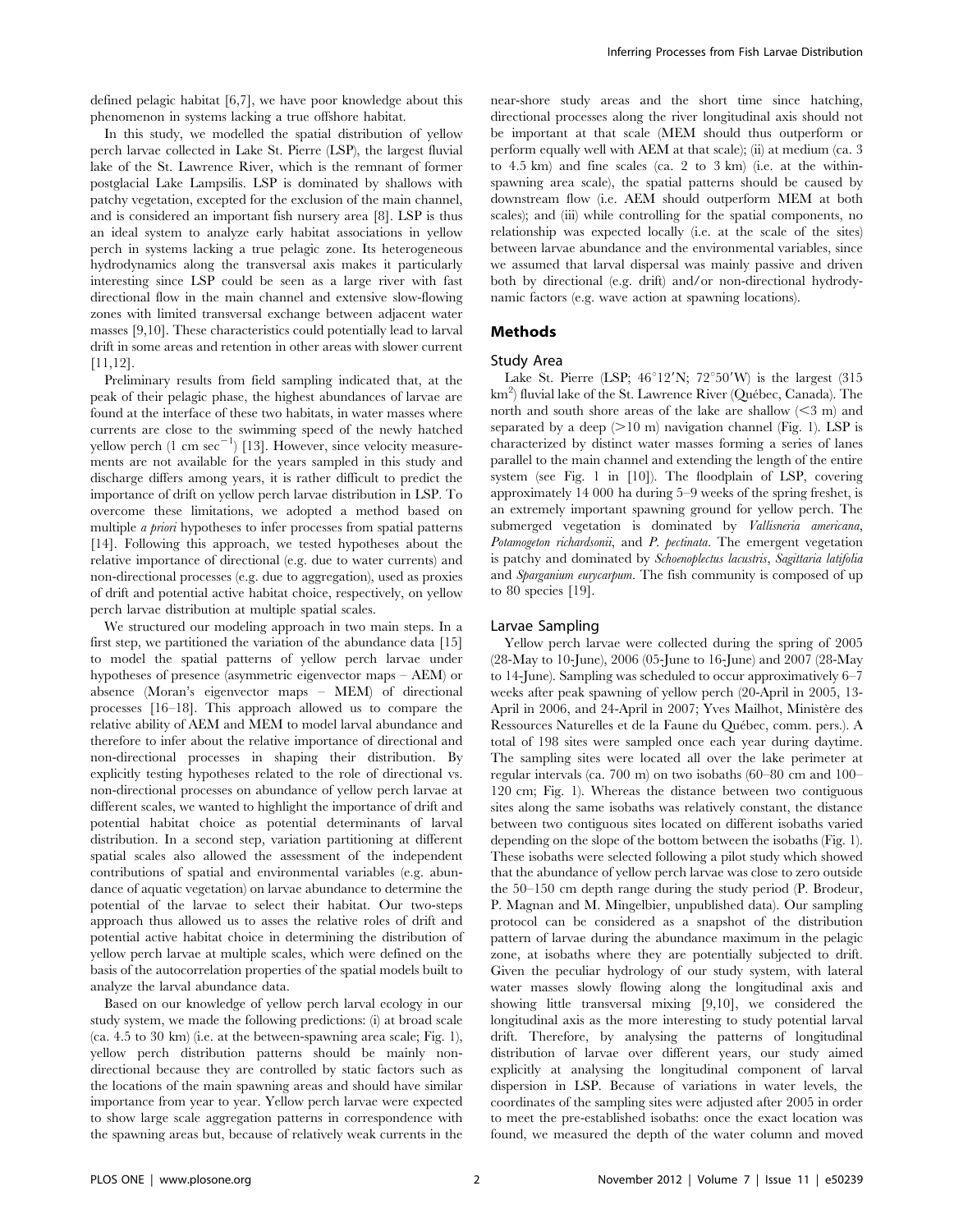defined pelagic habitat [6,7], we have poor knowledge about this phenomenon in systems lacking a true offshore habitat.

In this study, we modelled the spatial distribution of yellow perch larvae collected in Lake St. Pierre (LSP), the largest fluvial lake of the St. Lawrence River, which is the remnant of former postglacial Lake Lampsilis. LSP is dominated by shallows with patchy vegetation, excepted for the exclusion of the main channel, and is considered an important fish nursery area [8]. LSP is thus an ideal system to analyze early habitat associations in yellow perch in systems lacking a true pelagic zone. Its heterogeneous hydrodynamics along the transversal axis makes it particularly interesting since LSP could be seen as a large river with fast directional flow in the main channel and extensive slow-flowing zones with limited transversal exchange between adjacent water masses [9,10]. These characteristics could potentially lead to larval drift in some areas and retention in other areas with slower current [11,12].

Preliminary results from field sampling indicated that, at the peak of their pelagic phase, the highest abundances of larvae are found at the interface of these two habitats, in water masses where currents are close to the swimming speed of the newly hatched yellow perch (1 cm $\sec^{-1}$) [13]. However, since velocity measurements are not available for the years sampled in this study and discharge differs among years, it is rather difficult to predict the importance of drift on yellow perch larvae distribution in LSP. To overcome these limitations, we adopted a method based on multiple *a priori* hypotheses to infer processes from spatial patterns [14]. Following this approach, we tested hypotheses about the relative importance of directional (e.g. due to water currents) and non-directional processes (e.g. due to aggregation), used as proxies of drift and potential active habitat choice, respectively, on yellow perch larvae distribution at multiple spatial scales.

We structured our modeling approach in two main steps. In a first step, we partitioned the variation of the abundance data [15] to model the spatial patterns of yellow perch larvae under hypotheses of presence (asymmetric eigenvector maps – AEM) or absence (Moran's eigenvector maps – MEM) of directional processes [16–18]. This approach allowed us to compare the relative ability of AEM and MEM to model larval abundance and therefore to infer about the relative importance of directional and non-directional processes in shaping their distribution. By explicitly testing hypotheses related to the role of directional vs. non-directional processes on abundance of yellow perch larvae at different scales, we wanted to highlight the importance of drift and potential habitat choice as potential determinants of larval distribution. In a second step, variation partitioning at different spatial scales also allowed the assessment of the independent contributions of spatial and environmental variables (e.g. abundance of aquatic vegetation) on larvae abundance to determine the potential of the larvae to select their habitat. Our two-steps approach thus allowed us to asses the relative roles of drift and potential active habitat choice in determining the distribution of yellow perch larvae at multiple scales, which were defined on the basis of the autocorrelation properties of the spatial models built to analyze the larval abundance data.

Based on our knowledge of yellow perch larval ecology in our study system, we made the following predictions: (i) at broad scale (ca. 4.5 to 30 km) (i.e. at the between-spawning area scale; Fig. 1), yellow perch distribution patterns should be mainly non-directional because they are controlled by static factors such as the locations of the main spawning areas and should have similar importance from year to year. Yellow perch larvae were expected to show large scale aggregation patterns in correspondence with the spawning areas but, because of relatively weak currents in the near-shore study areas and the short time since hatching, directional processes along the river longitudinal axis should not be important at that scale (MEM should thus outperform or perform equally well with AEM at that scale); (ii) at medium (ca. 3 to 4.5 km) and fine scales (ca. 2 to 3 km) (i.e. at the within-spawning area scale), the spatial patterns should be caused by downstream flow (i.e. AEM should outperform MEM at both scales); and (iii) while controlling for the spatial components, no relationship was expected locally (i.e. at the scale of the sites) between larvae abundance and the environmental variables, since we assumed that larval dispersal was mainly passive and driven both by directional (e.g. drift) and/or non-directional hydrodynamic factors (e.g. wave action at spawning locations).

## Methods

### Study Area

Lake St. Pierre (LSP; 46°12′N; 72°50′W) is the largest (315 km$^2$) fluvial lake of the St. Lawrence River (Québec, Canada). The north and south shore areas of the lake are shallow (<3 m) and separated by a deep (>10 m) navigation channel (Fig. 1). LSP is characterized by distinct water masses forming a series of lanes parallel to the main channel and extending the length of the entire system (see Fig. 1 in [10]). The floodplain of LSP, covering approximately 14 000 ha during 5–9 weeks of the spring freshet, is an extremely important spawning ground for yellow perch. The submerged vegetation is dominated by *Vallisneria americana*, *Potamogeton richardsonii*, and *P. pectinata*. The emergent vegetation is patchy and dominated by *Schoenoplectus lacustris*, *Sagittaria latifolia* and *Sparganium eurycarpum*. The fish community is composed of up to 80 species [19].

### Larvae Sampling

Yellow perch larvae were collected during the spring of 2005 (28-May to 10-June), 2006 (05-June to 16-June) and 2007 (28-May to 14-June). Sampling was scheduled to occur approximatively 6–7 weeks after peak spawning of yellow perch (20-April in 2005, 13-April in 2006, and 24-April in 2007; Yves Mailhot, Ministère des Ressources Naturelles et de la Faune du Québec, comm. pers.). A total of 198 sites were sampled once each year during daytime. The sampling sites were located all over the lake perimeter at regular intervals (ca. 700 m) on two isobaths (60–80 cm and 100–120 cm; Fig. 1). Whereas the distance between two contiguous sites along the same isobaths was relatively constant, the distance between two contiguous sites located on different isobaths varied depending on the slope of the bottom between the isobaths (Fig. 1). These isobaths were selected following a pilot study which showed that the abundance of yellow perch larvae was close to zero outside the 50–150 cm depth range during the study period (P. Brodeur, P. Magnan and M. Mingelbier, unpublished data). Our sampling protocol can be considered as a snapshot of the distribution pattern of larvae during the abundance maximum in the pelagic zone, at isobaths where they are potentially subjected to drift. Given the peculiar hydrology of our study system, with lateral water masses slowly flowing along the longitudinal axis and showing little transversal mixing [9,10], we considered the longitudinal axis as the more interesting to study potential larval drift. Therefore, by analysing the patterns of longitudinal distribution of larvae over different years, our study aimed explicitly at analysing the longitudinal component of larval dispersion in LSP. Because of variations in water levels, the coordinates of the sampling sites were adjusted after 2005 in order to meet the pre-established isobaths: once the exact location was found, we measured the depth of the water column and moved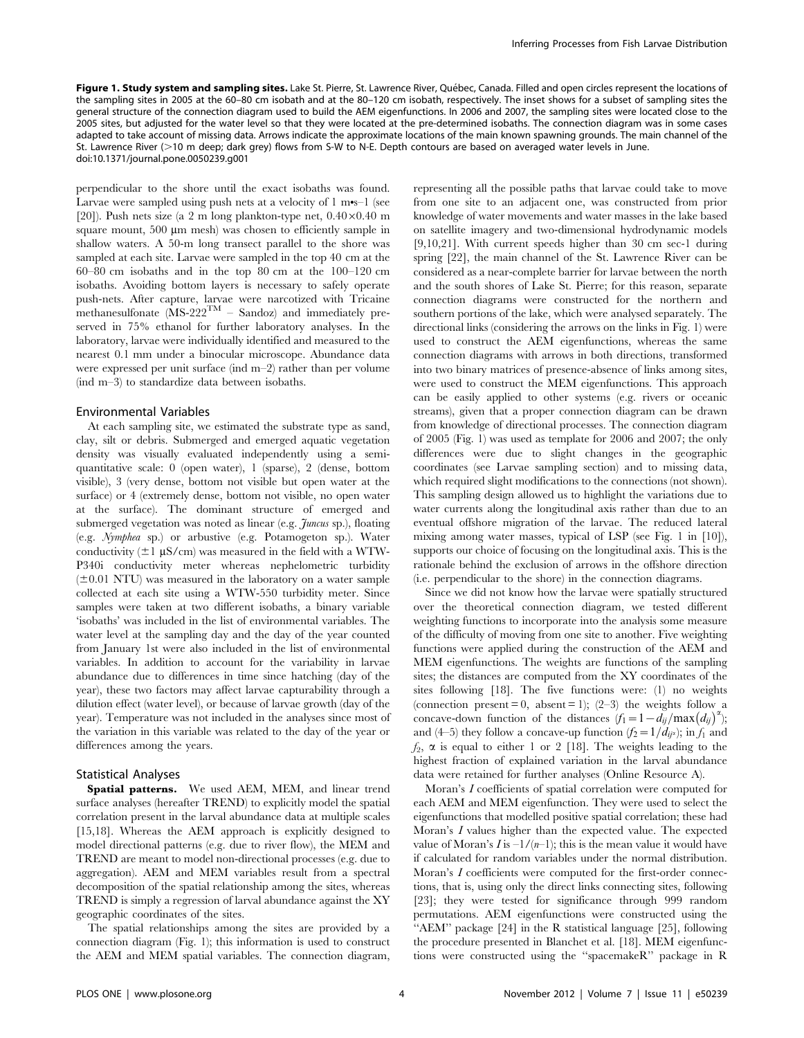**Figure 1. Study system and sampling sites.** Lake St. Pierre, St. Lawrence River, Québec, Canada. Filled and open circles represent the locations of the sampling sites in 2005 at the 60–80 cm isobath and at the 80–120 cm isobath, respectively. The inset shows for a subset of sampling sites the general structure of the connection diagram used to build the AEM eigenfunctions. In 2006 and 2007, the sampling sites were located close to the 2005 sites, but adjusted for the water level so that they were located at the pre-determined isobaths. The connection diagram was in some cases adapted to take account of missing data. Arrows indicate the approximate locations of the main known spawning grounds. The main channel of the St. Lawrence River (>10 m deep; dark grey) flows from S-W to N-E. Depth contours are based on averaged water levels in June.
doi:10.1371/journal.pone.0050239.g001

perpendicular to the shore until the exact isobaths was found. Larvae were sampled using push nets at a velocity of 1 m•s–1 (see [20]). Push nets size (a 2 m long plankton-type net, 0.40×0.40 m square mount, 500 µm mesh) was chosen to efficiently sample in shallow waters. A 50-m long transect parallel to the shore was sampled at each site. Larvae were sampled in the top 40 cm at the 60–80 cm isobaths and in the top 80 cm at the 100–120 cm isobaths. Avoiding bottom layers is necessary to safely operate push-nets. After capture, larvae were narcotized with Tricaine methanesulfonate (MS-222™ – Sandoz) and immediately preserved in 75% ethanol for further laboratory analyses. In the laboratory, larvae were individually identified and measured to the nearest 0.1 mm under a binocular microscope. Abundance data were expressed per unit surface (ind m–2) rather than per volume (ind m–3) to standardize data between isobaths.

### Environmental Variables

At each sampling site, we estimated the substrate type as sand, clay, silt or debris. Submerged and emerged aquatic vegetation density was visually evaluated independently using a semi-quantitative scale: 0 (open water), 1 (sparse), 2 (dense, bottom visible), 3 (very dense, bottom not visible but open water at the surface) or 4 (extremely dense, bottom not visible, no open water at the surface). The dominant structure of emerged and submerged vegetation was noted as linear (e.g. *Juncus* sp.), floating (e.g. *Nymphea* sp.) or arbustive (e.g. Potamogeton sp.). Water conductivity (±1 µS/cm) was measured in the field with a WTW-P340i conductivity meter whereas nephelometric turbidity (±0.01 NTU) was measured in the laboratory on a water sample collected at each site using a WTW-550 turbidity meter. Since samples were taken at two different isobaths, a binary variable 'isobaths' was included in the list of environmental variables. The water level at the sampling day and the day of the year counted from January 1st were also included in the list of environmental variables. In addition to account for the variability in larvae abundance due to differences in time since hatching (day of the year), these two factors may affect larvae capturability through a dilution effect (water level), or because of larvae growth (day of the year). Temperature was not included in the analyses since most of the variation in this variable was related to the day of the year or differences among the years.

### Statistical Analyses

**Spatial patterns.** We used AEM, MEM, and linear trend surface analyses (hereafter TREND) to explicitly model the spatial correlation present in the larval abundance data at multiple scales [15,18]. Whereas the AEM approach is explicitly designed to model directional patterns (e.g. due to river flow), the MEM and TREND are meant to model non-directional processes (e.g. due to aggregation). AEM and MEM variables result from a spectral decomposition of the spatial relationship among the sites, whereas TREND is simply a regression of larval abundance against the XY geographic coordinates of the sites.

The spatial relationships among the sites are provided by a connection diagram (Fig. 1); this information is used to construct the AEM and MEM spatial variables. The connection diagram, representing all the possible paths that larvae could take to move from one site to an adjacent one, was constructed from prior knowledge of water movements and water masses in the lake based on satellite imagery and two-dimensional hydrodynamic models [9,10,21]. With current speeds higher than 30 cm sec-1 during spring [22], the main channel of the St. Lawrence River can be considered as a near-complete barrier for larvae between the north and the south shores of Lake St. Pierre; for this reason, separate connection diagrams were constructed for the northern and southern portions of the lake, which were analysed separately. The directional links (considering the arrows on the links in Fig. 1) were used to construct the AEM eigenfunctions, whereas the same connection diagrams with arrows in both directions, transformed into two binary matrices of presence-absence of links among sites, were used to construct the MEM eigenfunctions. This approach can be easily applied to other systems (e.g. rivers or oceanic streams), given that a proper connection diagram can be drawn from knowledge of directional processes. The connection diagram of 2005 (Fig. 1) was used as template for 2006 and 2007; the only differences were due to slight changes in the geographic coordinates (see Larvae sampling section) and to missing data, which required slight modifications to the connections (not shown). This sampling design allowed us to highlight the variations due to water currents along the longitudinal axis rather than due to an eventual offshore migration of the larvae. The reduced lateral mixing among water masses, typical of LSP (see Fig. 1 in [10]), supports our choice of focusing on the longitudinal axis. This is the rationale behind the exclusion of arrows in the offshore direction (i.e. perpendicular to the shore) in the connection diagrams.

Since we did not know how the larvae were spatially structured over the theoretical connection diagram, we tested different weighting functions to incorporate into the analysis some measure of the difficulty of moving from one site to another. Five weighting functions were applied during the construction of the AEM and MEM eigenfunctions. The weights are functions of the sampling sites; the distances are computed from the XY coordinates of the sites following [18]. The five functions were: (1) no weights (connection present = 0, absent = 1); (2–3) the weights follow a concave-down function of the distances ($f_1 = 1 - d_{ij}/\max(d_{ij})^{\alpha}$); and (4–5) they follow a concave-up function ($f_2 = 1/d_{ij^{\alpha}}$); in $f_1$ and $f_2$, $\alpha$ is equal to either 1 or 2 [18]. The weights leading to the highest fraction of explained variation in the larval abundance data were retained for further analyses (Online Resource A).

Moran's *I* coefficients of spatial correlation were computed for each AEM and MEM eigenfunction. They were used to select the eigenfunctions that modelled positive spatial correlation; these had Moran's *I* values higher than the expected value. The expected value of Moran's *I* is $-1/(n-1)$; this is the mean value it would have if calculated for random variables under the normal distribution. Moran's *I* coefficients were computed for the first-order connections, that is, using only the direct links connecting sites, following [23]; they were tested for significance through 999 random permutations. AEM eigenfunctions were constructed using the "AEM" package [24] in the R statistical language [25], following the procedure presented in Blanchet et al. [18]. MEM eigenfunctions were constructed using the "spacemakeR" package in R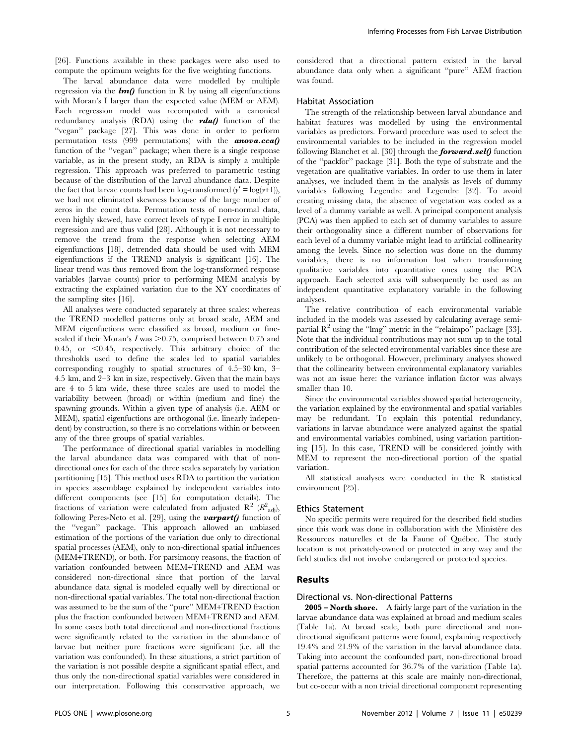[26]. Functions available in these packages were also used to compute the optimum weights for the five weighting functions.

The larval abundance data were modelled by multiple regression via the ***lm()*** function in R by using all eigenfunctions with Moran's I larger than the expected value (MEM or AEM). Each regression model was recomputed with a canonical redundancy analysis (RDA) using the ***rda()*** function of the "vegan" package [27]. This was done in order to perform permutation tests (999 permutations) with the ***anova.cca()*** function of the "vegan" package; when there is a single response variable, as in the present study, an RDA is simply a multiple regression. This approach was preferred to parametric testing because of the distribution of the larval abundance data. Despite the fact that larvae counts had been log-transformed ($y' = \log(y+1)$), we had not eliminated skewness because of the large number of zeros in the count data. Permutation tests of non-normal data, even highly skewed, have correct levels of type I error in multiple regression and are thus valid [28]. Although it is not necessary to remove the trend from the response when selecting AEM eigenfunctions [18], detrended data should be used with MEM eigenfunctions if the TREND analysis is significant [16]. The linear trend was thus removed from the log-transformed response variables (larvae counts) prior to performing MEM analysis by extracting the explained variation due to the XY coordinates of the sampling sites [16].

All analyses were conducted separately at three scales: whereas the TREND modelled patterns only at broad scale, AEM and MEM eigenfuctions were classified as broad, medium or fine-scaled if their Moran's $I$ was $>0.75$, comprised between 0.75 and 0.45, or $<0.45$, respectively. This arbitrary choice of the thresholds used to define the scales led to spatial variables corresponding roughly to spatial structures of 4.5–30 km, 3–4.5 km, and 2–3 km in size, respectively. Given that the main bays are 4 to 5 km wide, these three scales are used to model the variability between (broad) or within (medium and fine) the spawning grounds. Within a given type of analysis (i.e. AEM or MEM), spatial eigenfunctions are orthogonal (i.e. linearly independent) by construction, so there is no correlations within or between any of the three groups of spatial variables.

The performance of directional spatial variables in modelling the larval abundance data was compared with that of non-directional ones for each of the three scales separately by variation partitioning [15]. This method uses RDA to partition the variation in species assemblage explained by independent variables into different components (see [15] for computation details). The fractions of variation were calculated from adjusted $R^2$ ($R^2_{adj}$), following Peres-Neto et al. [29], using the ***varpart()*** function of the "vegan" package. This approach allowed an unbiased estimation of the portions of the variation due only to directional spatial processes (AEM), only to non-directional spatial influences (MEM+TREND), or both. For parsimony reasons, the fraction of variation confounded between MEM+TREND and AEM was considered non-directional since that portion of the larval abundance data signal is modeled equally well by directional or non-directional spatial variables. The total non-directional fraction was assumed to be the sum of the "pure" MEM+TREND fraction plus the fraction confounded between MEM+TREND and AEM. In some cases both total directional and non-directional fractions were significantly related to the variation in the abundance of larvae but neither pure fractions were significant (i.e. all the variation was confounded). In these situations, a strict partition of the variation is not possible despite a significant spatial effect, and thus only the non-directional spatial variables were considered in our interpretation. Following this conservative approach, we considered that a directional pattern existed in the larval abundance data only when a significant "pure" AEM fraction was found.

### Habitat Association

The strength of the relationship between larval abundance and habitat features was modelled by using the environmental variables as predictors. Forward procedure was used to select the environmental variables to be included in the regression model following Blanchet et al. [30] through the ***forward.sel()*** function of the "packfor" package [31]. Both the type of substrate and the vegetation are qualitative variables. In order to use them in later analyses, we included them in the analysis as levels of dummy variables following Legendre and Legendre [32]. To avoid creating missing data, the absence of vegetation was coded as a level of a dummy variable as well. A principal component analysis (PCA) was then applied to each set of dummy variables to assure their orthogonality since a different number of observations for each level of a dummy variable might lead to artificial collinearity among the levels. Since no selection was done on the dummy variables, there is no information lost when transforming qualitative variables into quantitative ones using the PCA approach. Each selected axis will subsequently be used as an independent quantitative explanatory variable in the following analyses.

The relative contribution of each environmental variable included in the models was assessed by calculating average semi-partial $R^2$ using the "lmg" metric in the "relaimpo" package [33]. Note that the individual contributions may not sum up to the total contribution of the selected environmental variables since these are unlikely to be orthogonal. However, preliminary analyses showed that the collinearity between environmental explanatory variables was not an issue here: the variance inflation factor was always smaller than 10.

Since the environmental variables showed spatial heterogeneity, the variation explained by the environmental and spatial variables may be redundant. To explain this potential redundancy, variations in larvae abundance were analyzed against the spatial and environmental variables combined, using variation partitioning [15]. In this case, TREND will be considered jointly with MEM to represent the non-directional portion of the spatial variation.

All statistical analyses were conducted in the R statistical environment [25].

### Ethics Statement

No specific permits were required for the described field studies since this work was done in collaboration with the Ministère des Ressources naturelles et de la Faune of Québec. The study location is not privately-owned or protected in any way and the field studies did not involve endangered or protected species.

## Results

### Directional vs. Non-directional Patterns

**2005 – North shore.** A fairly large part of the variation in the larvae abundance data was explained at broad and medium scales (Table 1a). At broad scale, both pure directional and non-directional significant patterns were found, explaining respectively 19.4% and 21.9% of the variation in the larval abundance data. Taking into account the confounded part, non-directional broad spatial patterns accounted for 36.7% of the variation (Table 1a). Therefore, the patterns at this scale are mainly non-directional, but co-occur with a non trivial directional component representing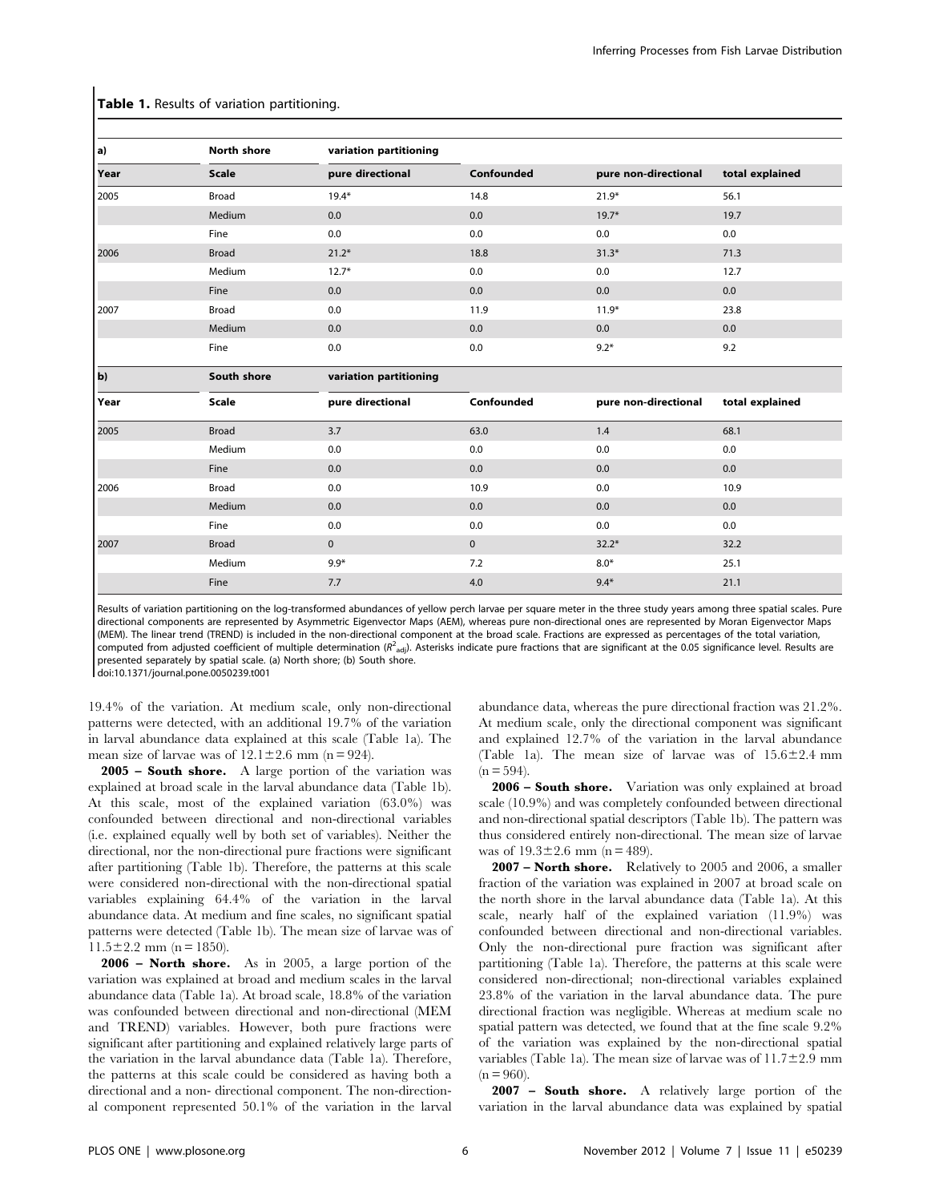**Table 1.** Results of variation partitioning.

| a) | North shore | variation partitioning | | | |
|---|---|---|---|---|---|
| Year | Scale | pure directional | Confounded | pure non-directional | total explained |
| 2005 | Broad | 19.4* | 14.8 | 21.9* | 56.1 |
| | Medium | 0.0 | 0.0 | 19.7* | 19.7 |
| | Fine | 0.0 | 0.0 | 0.0 | 0.0 |
| 2006 | Broad | 21.2* | 18.8 | 31.3* | 71.3 |
| | Medium | 12.7* | 0.0 | 0.0 | 12.7 |
| | Fine | 0.0 | 0.0 | 0.0 | 0.0 |
| 2007 | Broad | 0.0 | 11.9 | 11.9* | 23.8 |
| | Medium | 0.0 | 0.0 | 0.0 | 0.0 |
| | Fine | 0.0 | 0.0 | 9.2* | 9.2 |

| b) | South shore | variation partitioning | | | |
|---|---|---|---|---|---|
| Year | Scale | pure directional | Confounded | pure non-directional | total explained |
| 2005 | Broad | 3.7 | 63.0 | 1.4 | 68.1 |
| | Medium | 0.0 | 0.0 | 0.0 | 0.0 |
| | Fine | 0.0 | 0.0 | 0.0 | 0.0 |
| 2006 | Broad | 0.0 | 10.9 | 0.0 | 10.9 |
| | Medium | 0.0 | 0.0 | 0.0 | 0.0 |
| | Fine | 0.0 | 0.0 | 0.0 | 0.0 |
| 2007 | Broad | 0 | 0 | 32.2* | 32.2 |
| | Medium | 9.9* | 7.2 | 8.0* | 25.1 |
| | Fine | 7.7 | 4.0 | 9.4* | 21.1 |

Results of variation partitioning on the log-transformed abundances of yellow perch larvae per square meter in the three study years among three spatial scales. Pure directional components are represented by Asymmetric Eigenvector Maps (AEM), whereas pure non-directional ones are represented by Moran Eigenvector Maps (MEM). The linear trend (TREND) is included in the non-directional component at the broad scale. Fractions are expressed as percentages of the total variation, computed from adjusted coefficient of multiple determination ($R^2_{adj}$). Asterisks indicate pure fractions that are significant at the 0.05 significance level. Results are presented separately by spatial scale. (a) North shore; (b) South shore.

doi:10.1371/journal.pone.0050239.t001

19.4% of the variation. At medium scale, only non-directional patterns were detected, with an additional 19.7% of the variation in larval abundance data explained at this scale (Table 1a). The mean size of larvae was of 12.1±2.6 mm (n = 924).

**2005 – South shore.** A large portion of the variation was explained at broad scale in the larval abundance data (Table 1b). At this scale, most of the explained variation (63.0%) was confounded between directional and non-directional variables (i.e. explained equally well by both set of variables). Neither the directional, nor the non-directional pure fractions were significant after partitioning (Table 1b). Therefore, the patterns at this scale were considered non-directional with the non-directional spatial variables explaining 64.4% of the variation in the larval abundance data. At medium and fine scales, no significant spatial patterns were detected (Table 1b). The mean size of larvae was of 11.5±2.2 mm (n = 1850).

**2006 – North shore.** As in 2005, a large portion of the variation was explained at broad and medium scales in the larval abundance data (Table 1a). At broad scale, 18.8% of the variation was confounded between directional and non-directional (MEM and TREND) variables. However, both pure fractions were significant after partitioning and explained relatively large parts of the variation in the larval abundance data (Table 1a). Therefore, the patterns at this scale could be considered as having both a directional and a non- directional component. The non-directional component represented 50.1% of the variation in the larval abundance data, whereas the pure directional fraction was 21.2%. At medium scale, only the directional component was significant and explained 12.7% of the variation in the larval abundance (Table 1a). The mean size of larvae was of 15.6±2.4 mm (n = 594).

**2006 – South shore.** Variation was only explained at broad scale (10.9%) and was completely confounded between directional and non-directional spatial descriptors (Table 1b). The pattern was thus considered entirely non-directional. The mean size of larvae was of 19.3±2.6 mm (n = 489).

**2007 – North shore.** Relatively to 2005 and 2006, a smaller fraction of the variation was explained in 2007 at broad scale on the north shore in the larval abundance data (Table 1a). At this scale, nearly half of the explained variation (11.9%) was confounded between directional and non-directional variables. Only the non-directional pure fraction was significant after partitioning (Table 1a). Therefore, the patterns at this scale were considered non-directional; non-directional variables explained 23.8% of the variation in the larval abundance data. The pure directional fraction was negligible. Whereas at medium scale no spatial pattern was detected, we found that at the fine scale 9.2% of the variation was explained by the non-directional spatial variables (Table 1a). The mean size of larvae was of 11.7±2.9 mm (n = 960).

**2007 – South shore.** A relatively large portion of the variation in the larval abundance data was explained by spatial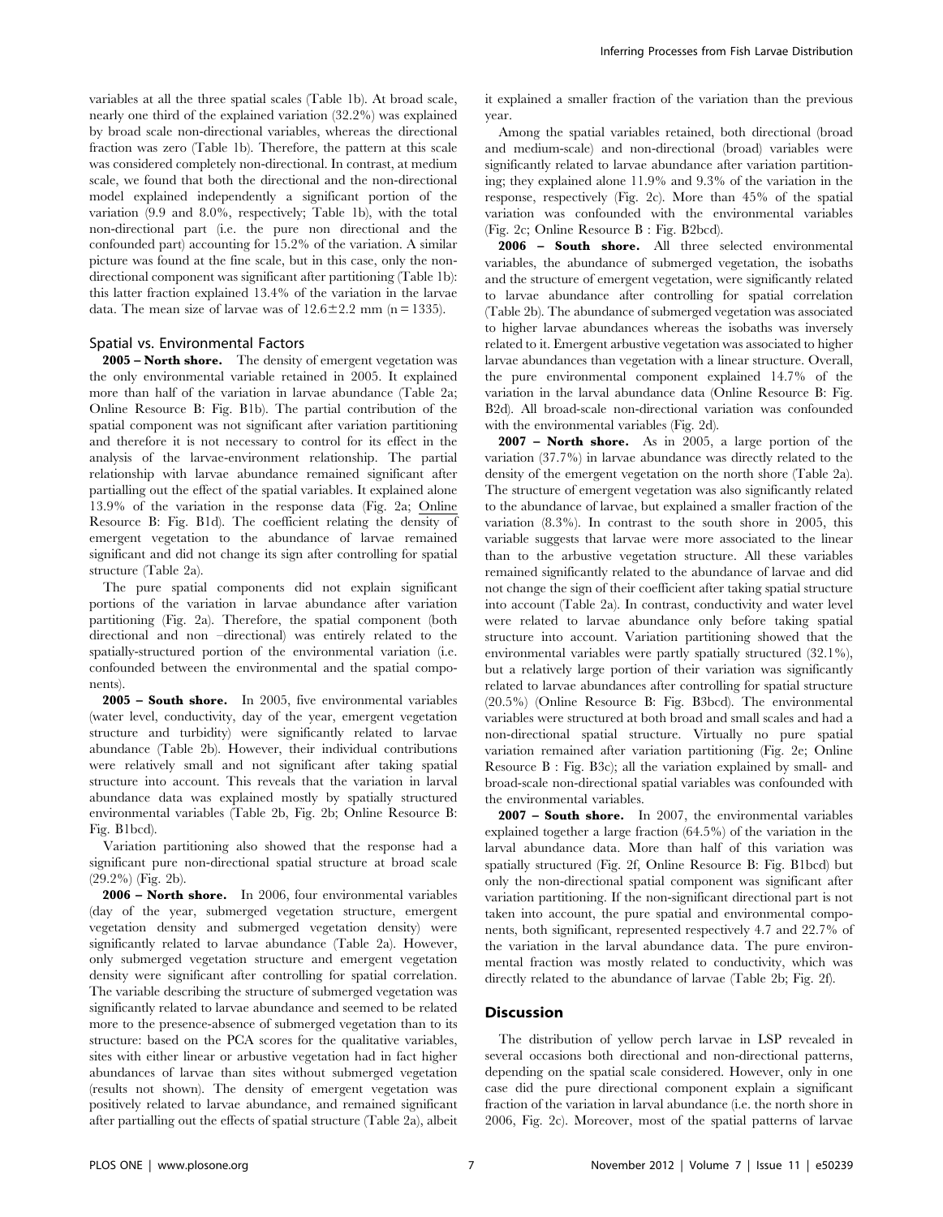variables at all the three spatial scales (Table 1b). At broad scale, nearly one third of the explained variation (32.2%) was explained by broad scale non-directional variables, whereas the directional fraction was zero (Table 1b). Therefore, the pattern at this scale was considered completely non-directional. In contrast, at medium scale, we found that both the directional and the non-directional model explained independently a significant portion of the variation (9.9 and 8.0%, respectively; Table 1b), with the total non-directional part (i.e. the pure non directional and the confounded part) accounting for 15.2% of the variation. A similar picture was found at the fine scale, but in this case, only the non-directional component was significant after partitioning (Table 1b): this latter fraction explained 13.4% of the variation in the larvae data. The mean size of larvae was of 12.6±2.2 mm (n = 1335).

### Spatial vs. Environmental Factors

**2005 – North shore.** The density of emergent vegetation was the only environmental variable retained in 2005. It explained more than half of the variation in larvae abundance (Table 2a; Online Resource B: Fig. B1b). The partial contribution of the spatial component was not significant after variation partitioning and therefore it is not necessary to control for its effect in the analysis of the larvae-environment relationship. The partial relationship with larvae abundance remained significant after partialling out the effect of the spatial variables. It explained alone 13.9% of the variation in the response data (Fig. 2a; Online Resource B: Fig. B1d). The coefficient relating the density of emergent vegetation to the abundance of larvae remained significant and did not change its sign after controlling for spatial structure (Table 2a).

The pure spatial components did not explain significant portions of the variation in larvae abundance after variation partitioning (Fig. 2a). Therefore, the spatial component (both directional and non –directional) was entirely related to the spatially-structured portion of the environmental variation (i.e. confounded between the environmental and the spatial components).

**2005 – South shore.** In 2005, five environmental variables (water level, conductivity, day of the year, emergent vegetation structure and turbidity) were significantly related to larvae abundance (Table 2b). However, their individual contributions were relatively small and not significant after taking spatial structure into account. This reveals that the variation in larval abundance data was explained mostly by spatially structured environmental variables (Table 2b, Fig. 2b; Online Resource B: Fig. B1bcd).

Variation partitioning also showed that the response had a significant pure non-directional spatial structure at broad scale (29.2%) (Fig. 2b).

**2006 – North shore.** In 2006, four environmental variables (day of the year, submerged vegetation structure, emergent vegetation density and submerged vegetation density) were significantly related to larvae abundance (Table 2a). However, only submerged vegetation structure and emergent vegetation density were significant after controlling for spatial correlation. The variable describing the structure of submerged vegetation was significantly related to larvae abundance and seemed to be related more to the presence-absence of submerged vegetation than to its structure: based on the PCA scores for the qualitative variables, sites with either linear or arbustive vegetation had in fact higher abundances of larvae than sites without submerged vegetation (results not shown). The density of emergent vegetation was positively related to larvae abundance, and remained significant after partialling out the effects of spatial structure (Table 2a), albeit it explained a smaller fraction of the variation than the previous year.

Among the spatial variables retained, both directional (broad and medium-scale) and non-directional (broad) variables were significantly related to larvae abundance after variation partitioning; they explained alone 11.9% and 9.3% of the variation in the response, respectively (Fig. 2c). More than 45% of the spatial variation was confounded with the environmental variables (Fig. 2c; Online Resource B : Fig. B2bcd).

**2006 – South shore.** All three selected environmental variables, the abundance of submerged vegetation, the isobaths and the structure of emergent vegetation, were significantly related to larvae abundance after controlling for spatial correlation (Table 2b). The abundance of submerged vegetation was associated to higher larvae abundances whereas the isobaths was inversely related to it. Emergent arbustive vegetation was associated to higher larvae abundances than vegetation with a linear structure. Overall, the pure environmental component explained 14.7% of the variation in the larval abundance data (Online Resource B: Fig. B2d). All broad-scale non-directional variation was confounded with the environmental variables (Fig. 2d).

**2007 – North shore.** As in 2005, a large portion of the variation (37.7%) in larvae abundance was directly related to the density of the emergent vegetation on the north shore (Table 2a). The structure of emergent vegetation was also significantly related to the abundance of larvae, but explained a smaller fraction of the variation (8.3%). In contrast to the south shore in 2005, this variable suggests that larvae were more associated to the linear than to the arbustive vegetation structure. All these variables remained significantly related to the abundance of larvae and did not change the sign of their coefficient after taking spatial structure into account (Table 2a). In contrast, conductivity and water level were related to larvae abundance only before taking spatial structure into account. Variation partitioning showed that the environmental variables were partly spatially structured (32.1%), but a relatively large portion of their variation was significantly related to larvae abundances after controlling for spatial structure (20.5%) (Online Resource B: Fig. B3bcd). The environmental variables were structured at both broad and small scales and had a non-directional spatial structure. Virtually no pure spatial variation remained after variation partitioning (Fig. 2e; Online Resource B : Fig. B3c); all the variation explained by small- and broad-scale non-directional spatial variables was confounded with the environmental variables.

**2007 – South shore.** In 2007, the environmental variables explained together a large fraction (64.5%) of the variation in the larval abundance data. More than half of this variation was spatially structured (Fig. 2f, Online Resource B: Fig. B1bcd) but only the non-directional spatial component was significant after variation partitioning. If the non-significant directional part is not taken into account, the pure spatial and environmental components, both significant, represented respectively 4.7 and 22.7% of the variation in the larval abundance data. The pure environmental fraction was mostly related to conductivity, which was directly related to the abundance of larvae (Table 2b; Fig. 2f).

## Discussion

The distribution of yellow perch larvae in LSP revealed in several occasions both directional and non-directional patterns, depending on the spatial scale considered. However, only in one case did the pure directional component explain a significant fraction of the variation in larval abundance (i.e. the north shore in 2006, Fig. 2c). Moreover, most of the spatial patterns of larvae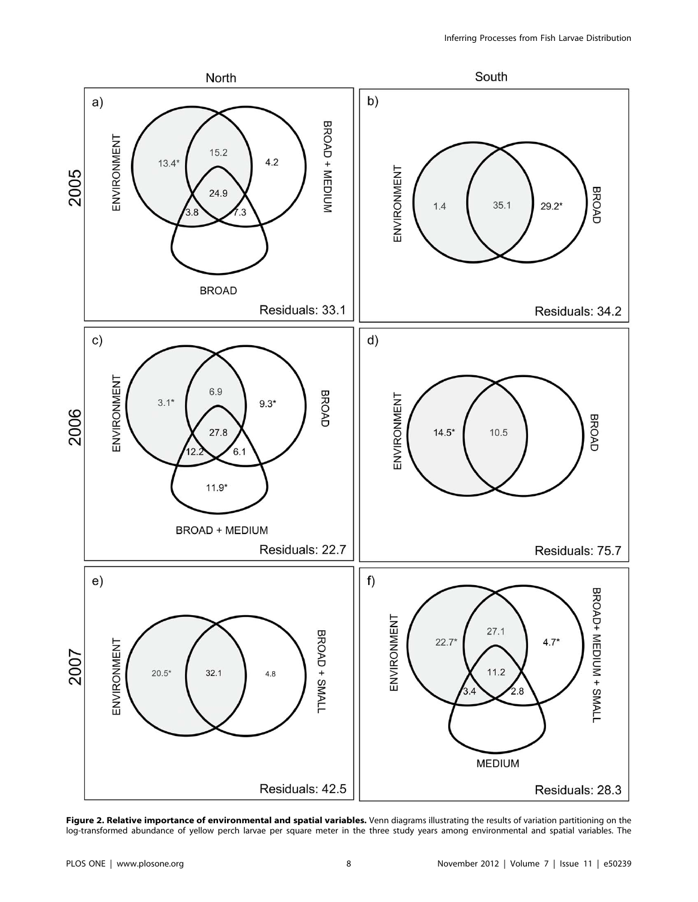**Figure 2. Relative importance of environmental and spatial variables.** Venn diagrams illustrating the results of variation partitioning on the log-transformed abundance of yellow perch larvae per square meter in the three study years among environmental and spatial variables. The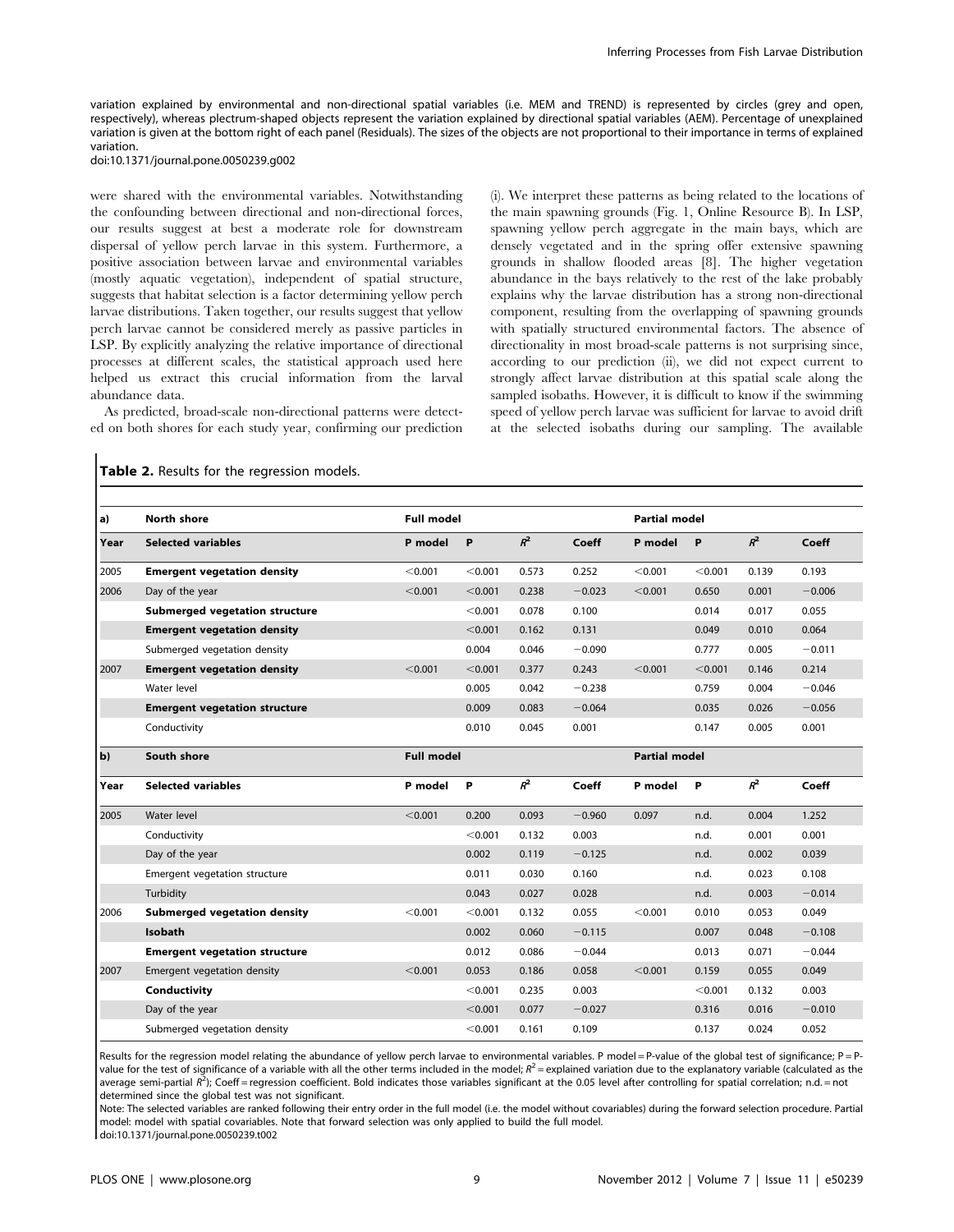variation explained by environmental and non-directional spatial variables (i.e. MEM and TREND) is represented by circles (grey and open, respectively), whereas plectrum-shaped objects represent the variation explained by directional spatial variables (AEM). Percentage of unexplained variation is given at the bottom right of each panel (Residuals). The sizes of the objects are not proportional to their importance in terms of explained variation.
doi:10.1371/journal.pone.0050239.g002

were shared with the environmental variables. Notwithstanding the confounding between directional and non-directional forces, our results suggest at best a moderate role for downstream dispersal of yellow perch larvae in this system. Furthermore, a positive association between larvae and environmental variables (mostly aquatic vegetation), independent of spatial structure, suggests that habitat selection is a factor determining yellow perch larvae distributions. Taken together, our results suggest that yellow perch larvae cannot be considered merely as passive particles in LSP. By explicitly analyzing the relative importance of directional processes at different scales, the statistical approach used here helped us extract this crucial information from the larval abundance data.

As predicted, broad-scale non-directional patterns were detected on both shores for each study year, confirming our prediction (i). We interpret these patterns as being related to the locations of the main spawning grounds (Fig. 1, Online Resource B). In LSP, spawning yellow perch aggregate in the main bays, which are densely vegetated and in the spring offer extensive spawning grounds in shallow flooded areas [8]. The higher vegetation abundance in the bays relatively to the rest of the lake probably explains why the larvae distribution has a strong non-directional component, resulting from the overlapping of spawning grounds with spatially structured environmental factors. The absence of directionality in most broad-scale patterns is not surprising since, according to our prediction (ii), we did not expect current to strongly affect larvae distribution at this spatial scale along the sampled isobaths. However, it is difficult to know if the swimming speed of yellow perch larvae was sufficient for larvae to avoid drift at the selected isobaths during our sampling. The available

**Table 2.** Results for the regression models.

| a) | North shore | Full model | | | | Partial model | | | |
|---|---|---|---|---|---|---|---|---|---|
| Year | Selected variables | P model | P | $R^2$ | Coeff | P model | P | $R^2$ | Coeff |
| 2005 | **Emergent vegetation density** | <0.001 | <0.001 | 0.573 | 0.252 | <0.001 | <0.001 | 0.139 | 0.193 |
| 2006 | Day of the year | <0.001 | <0.001 | 0.238 | −0.023 | <0.001 | 0.650 | 0.001 | −0.006 |
| | **Submerged vegetation structure** | | <0.001 | 0.078 | 0.100 | | 0.014 | 0.017 | 0.055 |
| | **Emergent vegetation density** | | <0.001 | 0.162 | 0.131 | | 0.049 | 0.010 | 0.064 |
| | Submerged vegetation density | | 0.004 | 0.046 | −0.090 | | 0.777 | 0.005 | −0.011 |
| 2007 | **Emergent vegetation density** | <0.001 | <0.001 | 0.377 | 0.243 | <0.001 | <0.001 | 0.146 | 0.214 |
| | Water level | | 0.005 | 0.042 | −0.238 | | 0.759 | 0.004 | −0.046 |
| | **Emergent vegetation structure** | | 0.009 | 0.083 | −0.064 | | 0.035 | 0.026 | −0.056 |
| | Conductivity | | 0.010 | 0.045 | 0.001 | | 0.147 | 0.005 | 0.001 |
| **b)** | **South shore** | **Full model** | | | | **Partial model** | | | |
| **Year** | **Selected variables** | **P model** | **P** | $R^2$ | **Coeff** | **P model** | **P** | $R^2$ | **Coeff** |
| 2005 | Water level | <0.001 | 0.200 | 0.093 | −0.960 | 0.097 | n.d. | 0.004 | 1.252 |
| | Conductivity | | <0.001 | 0.132 | 0.003 | | n.d. | 0.001 | 0.001 |
| | Day of the year | | 0.002 | 0.119 | −0.125 | | n.d. | 0.002 | 0.039 |
| | Emergent vegetation structure | | 0.011 | 0.030 | 0.160 | | n.d. | 0.023 | 0.108 |
| | Turbidity | | 0.043 | 0.027 | 0.028 | | n.d. | 0.003 | −0.014 |
| 2006 | **Submerged vegetation density** | <0.001 | <0.001 | 0.132 | 0.055 | <0.001 | 0.010 | 0.053 | 0.049 |
| | **Isobath** | | 0.002 | 0.060 | −0.115 | | 0.007 | 0.048 | −0.108 |
| | **Emergent vegetation structure** | | 0.012 | 0.086 | −0.044 | | 0.013 | 0.071 | −0.044 |
| 2007 | Emergent vegetation density | <0.001 | 0.053 | 0.186 | 0.058 | <0.001 | 0.159 | 0.055 | 0.049 |
| | **Conductivity** | | <0.001 | 0.235 | 0.003 | | <0.001 | 0.132 | 0.003 |
| | Day of the year | | <0.001 | 0.077 | −0.027 | | 0.316 | 0.016 | −0.010 |
| | Submerged vegetation density | | <0.001 | 0.161 | 0.109 | | 0.137 | 0.024 | 0.052 |

Results for the regression model relating the abundance of yellow perch larvae to environmental variables. P model = P-value of the global test of significance; P = P-value for the test of significance of a variable with all the other terms included in the model; $R^2$ = explained variation due to the explanatory variable (calculated as the average semi-partial $R^2$); Coeff = regression coefficient. Bold indicates those variables significant at the 0.05 level after controlling for spatial correlation; n.d. = not determined since the global test was not significant.

Note: The selected variables are ranked following their entry order in the full model (i.e. the model without covariables) during the forward selection procedure. Partial model: model with spatial covariables. Note that forward selection was only applied to build the full model.
doi:10.1371/journal.pone.0050239.t002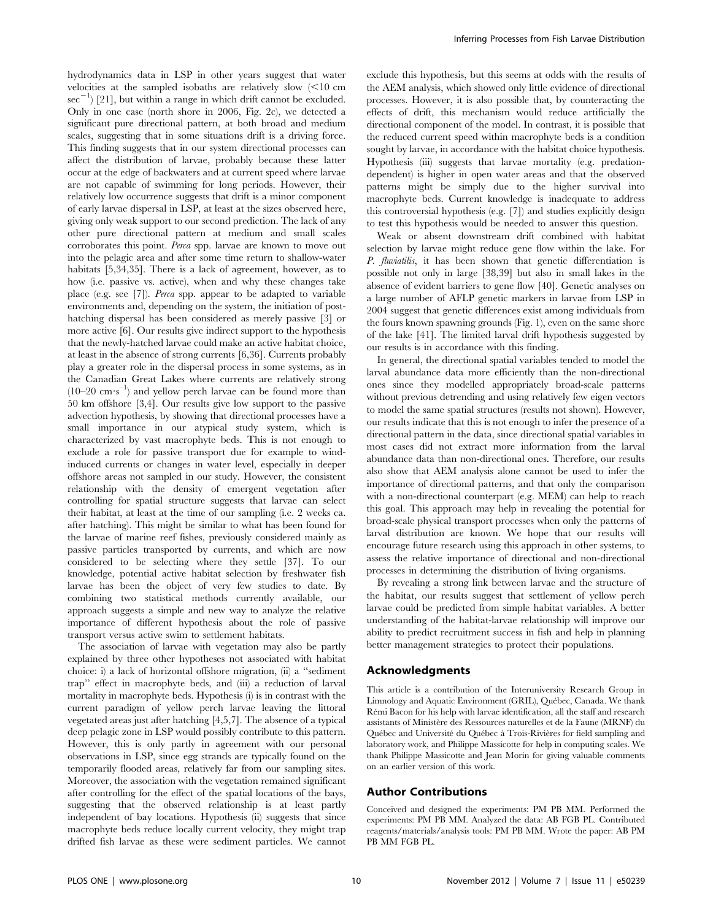hydrodynamics data in LSP in other years suggest that water velocities at the sampled isobaths are relatively slow (<10 cm $sec^{-1}$) [21], but within a range in which drift cannot be excluded. Only in one case (north shore in 2006, Fig. 2c), we detected a significant pure directional pattern, at both broad and medium scales, suggesting that in some situations drift is a driving force. This finding suggests that in our system directional processes can affect the distribution of larvae, probably because these latter occur at the edge of backwaters and at current speed where larvae are not capable of swimming for long periods. However, their relatively low occurrence suggests that drift is a minor component of early larvae dispersal in LSP, at least at the sizes observed here, giving only weak support to our second prediction. The lack of any other pure directional pattern at medium and small scales corroborates this point. *Perca* spp. larvae are known to move out into the pelagic area and after some time return to shallow-water habitats [5,34,35]. There is a lack of agreement, however, as to how (i.e. passive vs. active), when and why these changes take place (e.g. see [7]). *Perca* spp. appear to be adapted to variable environments and, depending on the system, the initiation of post-hatching dispersal has been considered as merely passive [3] or more active [6]. Our results give indirect support to the hypothesis that the newly-hatched larvae could make an active habitat choice, at least in the absence of strong currents [6,36]. Currents probably play a greater role in the dispersal process in some systems, as in the Canadian Great Lakes where currents are relatively strong (10–20 $cm \cdot s^{-1}$) and yellow perch larvae can be found more than 50 km offshore [3,4]. Our results give low support to the passive advection hypothesis, by showing that directional processes have a small importance in our atypical study system, which is characterized by vast macrophyte beds. This is not enough to exclude a role for passive transport due for example to wind-induced currents or changes in water level, especially in deeper offshore areas not sampled in our study. However, the consistent relationship with the density of emergent vegetation after controlling for spatial structure suggests that larvae can select their habitat, at least at the time of our sampling (i.e. 2 weeks ca. after hatching). This might be similar to what has been found for the larvae of marine reef fishes, previously considered mainly as passive particles transported by currents, and which are now considered to be selecting where they settle [37]. To our knowledge, potential active habitat selection by freshwater fish larvae has been the object of very few studies to date. By combining two statistical methods currently available, our approach suggests a simple and new way to analyze the relative importance of different hypothesis about the role of passive transport versus active swim to settlement habitats.

The association of larvae with vegetation may also be partly explained by three other hypotheses not associated with habitat choice: i) a lack of horizontal offshore migration, (ii) a "sediment trap" effect in macrophyte beds, and (iii) a reduction of larval mortality in macrophyte beds. Hypothesis (i) is in contrast with the current paradigm of yellow perch larvae leaving the littoral vegetated areas just after hatching [4,5,7]. The absence of a typical deep pelagic zone in LSP would possibly contribute to this pattern. However, this is only partly in agreement with our personal observations in LSP, since egg strands are typically found on the temporarily flooded areas, relatively far from our sampling sites. Moreover, the association with the vegetation remained significant after controlling for the effect of the spatial locations of the bays, suggesting that the observed relationship is at least partly independent of bay locations. Hypothesis (ii) suggests that since macrophyte beds reduce locally current velocity, they might trap drifted fish larvae as these were sediment particles. We cannot exclude this hypothesis, but this seems at odds with the results of the AEM analysis, which showed only little evidence of directional processes. However, it is also possible that, by counteracting the effects of drift, this mechanism would reduce artificially the directional component of the model. In contrast, it is possible that the reduced current speed within macrophyte beds is a condition sought by larvae, in accordance with the habitat choice hypothesis. Hypothesis (iii) suggests that larvae mortality (e.g. predation-dependent) is higher in open water areas and that the observed patterns might be simply due to the higher survival into macrophyte beds. Current knowledge is inadequate to address this controversial hypothesis (e.g. [7]) and studies explicitly design to test this hypothesis would be needed to answer this question.

Weak or absent downstream drift combined with habitat selection by larvae might reduce gene flow within the lake. For *P. fluviatilis*, it has been shown that genetic differentiation is possible not only in large [38,39] but also in small lakes in the absence of evident barriers to gene flow [40]. Genetic analyses on a large number of AFLP genetic markers in larvae from LSP in 2004 suggest that genetic differences exist among individuals from the fours known spawning grounds (Fig. 1), even on the same shore of the lake [41]. The limited larval drift hypothesis suggested by our results is in accordance with this finding.

In general, the directional spatial variables tended to model the larval abundance data more efficiently than the non-directional ones since they modelled appropriately broad-scale patterns without previous detrending and using relatively few eigen vectors to model the same spatial structures (results not shown). However, our results indicate that this is not enough to infer the presence of a directional pattern in the data, since directional spatial variables in most cases did not extract more information from the larval abundance data than non-directional ones. Therefore, our results also show that AEM analysis alone cannot be used to infer the importance of directional patterns, and that only the comparison with a non-directional counterpart (e.g. MEM) can help to reach this goal. This approach may help in revealing the potential for broad-scale physical transport processes when only the patterns of larval distribution are known. We hope that our results will encourage future research using this approach in other systems, to assess the relative importance of directional and non-directional processes in determining the distribution of living organisms.

By revealing a strong link between larvae and the structure of the habitat, our results suggest that settlement of yellow perch larvae could be predicted from simple habitat variables. A better understanding of the habitat-larvae relationship will improve our ability to predict recruitment success in fish and help in planning better management strategies to protect their populations.

## Acknowledgments

This article is a contribution of the Interuniversity Research Group in Limnology and Aquatic Environment (GRIL), Québec, Canada. We thank Rémi Bacon for his help with larvae identification, all the staff and research assistants of Ministère des Ressources naturelles et de la Faune (MRNF) du Québec and Université du Québec à Trois-Rivières for field sampling and laboratory work, and Philippe Massicotte for help in computing scales. We thank Philippe Massicotte and Jean Morin for giving valuable comments on an earlier version of this work.

## Author Contributions

Conceived and designed the experiments: PM PB MM. Performed the experiments: PM PB MM. Analyzed the data: AB FGB PL. Contributed reagents/materials/analysis tools: PM PB MM. Wrote the paper: AB PM PB MM FGB PL.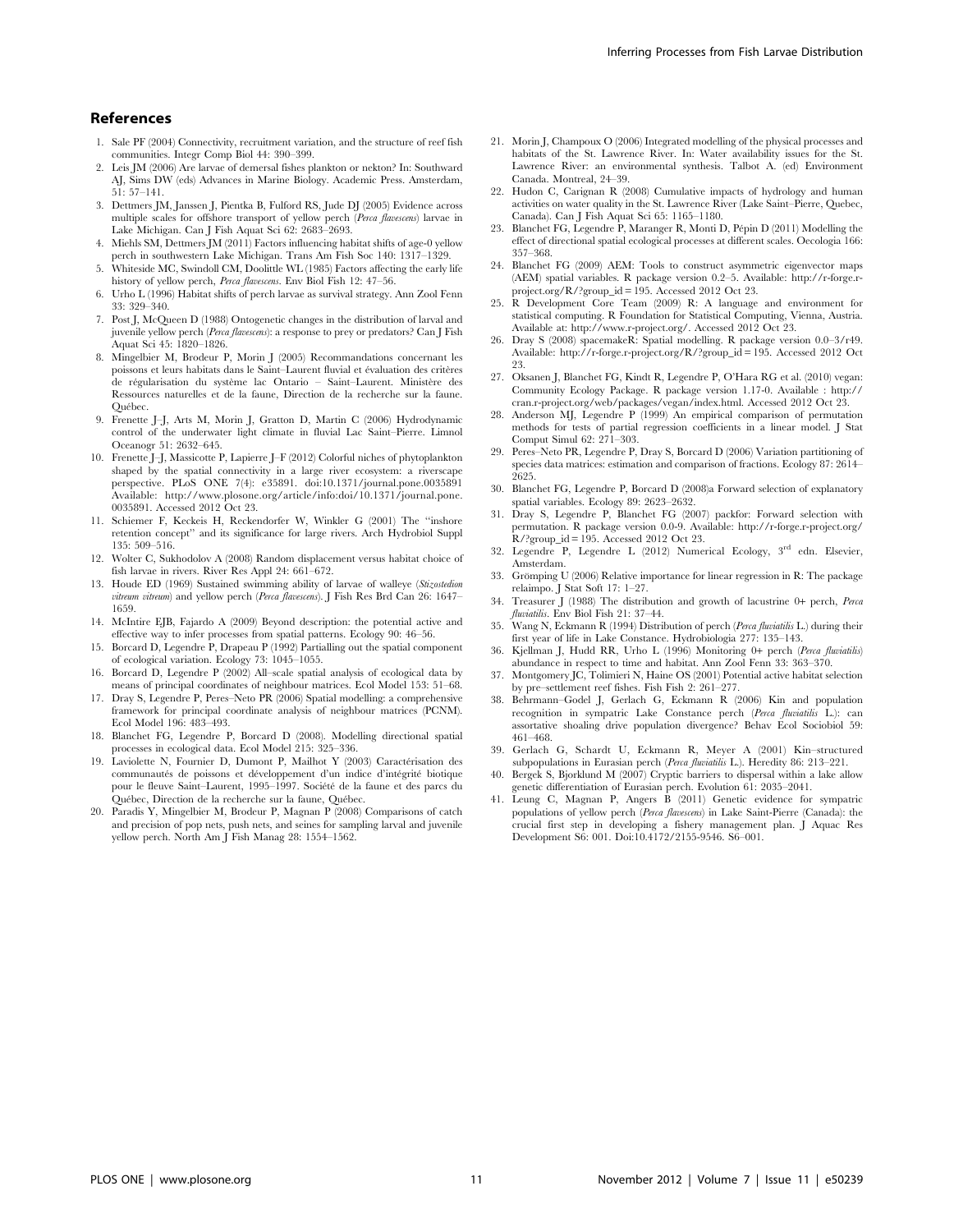## References

1. Sale PF (2004) Connectivity, recruitment variation, and the structure of reef fish communities. Integr Comp Biol 44: 390–399.
2. Leis JM (2006) Are larvae of demersal fishes plankton or nekton? In: Southward AJ, Sims DW (eds) Advances in Marine Biology. Academic Press. Amsterdam, 51: 57–141.
3. Dettmers JM, Janssen J, Pientka B, Fulford RS, Jude DJ (2005) Evidence across multiple scales for offshore transport of yellow perch (*Perca flavescens*) larvae in Lake Michigan. Can J Fish Aquat Sci 62: 2683–2693.
4. Miehls SM, Dettmers JM (2011) Factors influencing habitat shifts of age-0 yellow perch in southwestern Lake Michigan. Trans Am Fish Soc 140: 1317–1329.
5. Whiteside MC, Swindoll CM, Doolittle WL (1985) Factors affecting the early life history of yellow perch, *Perca flavescens*. Env Biol Fish 12: 47–56.
6. Urho L (1996) Habitat shifts of perch larvae as survival strategy. Ann Zool Fenn 33: 329–340.
7. Post J, McQueen D (1988) Ontogenetic changes in the distribution of larval and juvenile yellow perch (*Perca flavescens*): a response to prey or predators? Can J Fish Aquat Sci 45: 1820–1826.
8. Mingelbier M, Brodeur P, Morin J (2005) Recommandations concernant les poissons et leurs habitats dans le Saint–Laurent fluvial et évaluation des critères de régularisation du système lac Ontario – Saint–Laurent. Ministère des Ressources naturelles et de la faune, Direction de la recherche sur la faune. Québec.
9. Frenette J–J, Arts M, Morin J, Gratton D, Martin C (2006) Hydrodynamic control of the underwater light climate in fluvial Lac Saint–Pierre. Limnol Oceanogr 51: 2632–645.
10. Frenette J–J, Massicotte P, Lapierre J–F (2012) Colorful niches of phytoplankton shaped by the spatial connectivity in a large river ecosystem: a riverscape perspective. PLoS ONE 7(4): e35891. doi:10.1371/journal.pone.0035891 Available: http://www.plosone.org/article/info:doi/10.1371/journal.pone.0035891. Accessed 2012 Oct 23.
11. Schiemer F, Keckeis H, Reckendorfer W, Winkler G (2001) The ''inshore retention concept'' and its significance for large rivers. Arch Hydrobiol Suppl 135: 509–516.
12. Wolter C, Sukhodolov A (2008) Random displacement versus habitat choice of fish larvae in rivers. River Res Appl 24: 661–672.
13. Houde ED (1969) Sustained swimming ability of larvae of walleye (*Stizostedion vitreum vitreum*) and yellow perch (*Perca flavescens*). J Fish Res Brd Can 26: 1647–1659.
14. McIntire EJB, Fajardo A (2009) Beyond description: the potential active and effective way to infer processes from spatial patterns. Ecology 90: 46–56.
15. Borcard D, Legendre P, Drapeau P (1992) Partialling out the spatial component of ecological variation. Ecology 73: 1045–1055.
16. Borcard D, Legendre P (2002) All–scale spatial analysis of ecological data by means of principal coordinates of neighbour matrices. Ecol Model 153: 51–68.
17. Dray S, Legendre P, Peres–Neto PR (2006) Spatial modelling: a comprehensive framework for principal coordinate analysis of neighbour matrices (PCNM). Ecol Model 196: 483–493.
18. Blanchet FG, Legendre P, Borcard D (2008). Modelling directional spatial processes in ecological data. Ecol Model 215: 325–336.
19. Laviolette N, Fournier D, Dumont P, Mailhot Y (2003) Caractérisation des communautés de poissons et développement d'un indice d'intégrité biotique pour le fleuve Saint–Laurent, 1995–1997. Société de la faune et des parcs du Québec, Direction de la recherche sur la faune, Québec.
20. Paradis Y, Mingelbier M, Brodeur P, Magnan P (2008) Comparisons of catch and precision of pop nets, push nets, and seines for sampling larval and juvenile yellow perch. North Am J Fish Manag 28: 1554–1562.
21. Morin J, Champoux O (2006) Integrated modelling of the physical processes and habitats of the St. Lawrence River. In: Water availability issues for the St. Lawrence River: an environmental synthesis. Talbot A. (ed) Environment Canada. Montreal, 24–39.
22. Hudon C, Carignan R (2008) Cumulative impacts of hydrology and human activities on water quality in the St. Lawrence River (Lake Saint–Pierre, Quebec, Canada). Can J Fish Aquat Sci 65: 1165–1180.
23. Blanchet FG, Legendre P, Maranger R, Monti D, Pépin D (2011) Modelling the effect of directional spatial ecological processes at different scales. Oecologia 166: 357–368.
24. Blanchet FG (2009) AEM: Tools to construct asymmetric eigenvector maps (AEM) spatial variables. R package version 0.2–5. Available: http://r-forge.r-project.org/R/?group_id=195. Accessed 2012 Oct 23.
25. R Development Core Team (2009) R: A language and environment for statistical computing. R Foundation for Statistical Computing, Vienna, Austria. Available at: http://www.r-project.org/. Accessed 2012 Oct 23.
26. Dray S (2008) spacemakeR: Spatial modelling. R package version 0.0–3/r49. Available: http://r-forge.r-project.org/R/?group_id=195. Accessed 2012 Oct 23.
27. Oksanen J, Blanchet FG, Kindt R, Legendre P, O'Hara RG et al. (2010) vegan: Community Ecology Package. R package version 1.17-0. Available : http://cran.r-project.org/web/packages/vegan/index.html. Accessed 2012 Oct 23.
28. Anderson MJ, Legendre P (1999) An empirical comparison of permutation methods for tests of partial regression coefficients in a linear model. J Stat Comput Simul 62: 271–303.
29. Peres–Neto PR, Legendre P, Dray S, Borcard D (2006) Variation partitioning of species data matrices: estimation and comparison of fractions. Ecology 87: 2614–2625.
30. Blanchet FG, Legendre P, Borcard D (2008)a Forward selection of explanatory spatial variables. Ecology 89: 2623–2632.
31. Dray S, Legendre P, Blanchet FG (2007) packfor: Forward selection with permutation. R package version 0.0-9. Available: http://r-forge.r-project.org/R/?group_id=195. Accessed 2012 Oct 23.
32. Legendre P, Legendre L (2012) Numerical Ecology, 3rd edn. Elsevier, Amsterdam.
33. Grömping U (2006) Relative importance for linear regression in R: The package relaimpo. J Stat Soft 17: 1–27.
34. Treasurer J (1988) The distribution and growth of lacustrine 0+ perch, *Perca fluviatilis*. Env Biol Fish 21: 37–44.
35. Wang N, Eckmann R (1994) Distribution of perch (*Perca fluviatilis* L.) during their first year of life in Lake Constance. Hydrobiologia 277: 135–143.
36. Kjellman J, Hudd RR, Urho L (1996) Monitoring 0+ perch (*Perca fluviatilis*) abundance in respect to time and habitat. Ann Zool Fenn 33: 363–370.
37. Montgomery JC, Tolimieri N, Haine OS (2001) Potential active habitat selection by pre–settlement reef fishes. Fish Fish 2: 261–277.
38. Behrmann–Godel J, Gerlach G, Eckmann R (2006) Kin and population recognition in sympatric Lake Constance perch (*Perca fluviatilis* L.): can assortative shoaling drive population divergence? Behav Ecol Sociobiol 59: 461–468.
39. Gerlach G, Schardt U, Eckmann R, Meyer A (2001) Kin–structured subpopulations in Eurasian perch (*Perca fluviatilis* L.). Heredity 86: 213–221.
40. Bergek S, Bjorklund M (2007) Cryptic barriers to dispersal within a lake allow genetic differentiation of Eurasian perch. Evolution 61: 2035–2041.
41. Leung C, Magnan P, Angers B (2011) Genetic evidence for sympatric populations of yellow perch (*Perca flavescens*) in Lake Saint-Pierre (Canada): the crucial first step in developing a fishery management plan. J Aquac Res Development S6: 001. Doi:10.4172/2155-9546. S6–001.